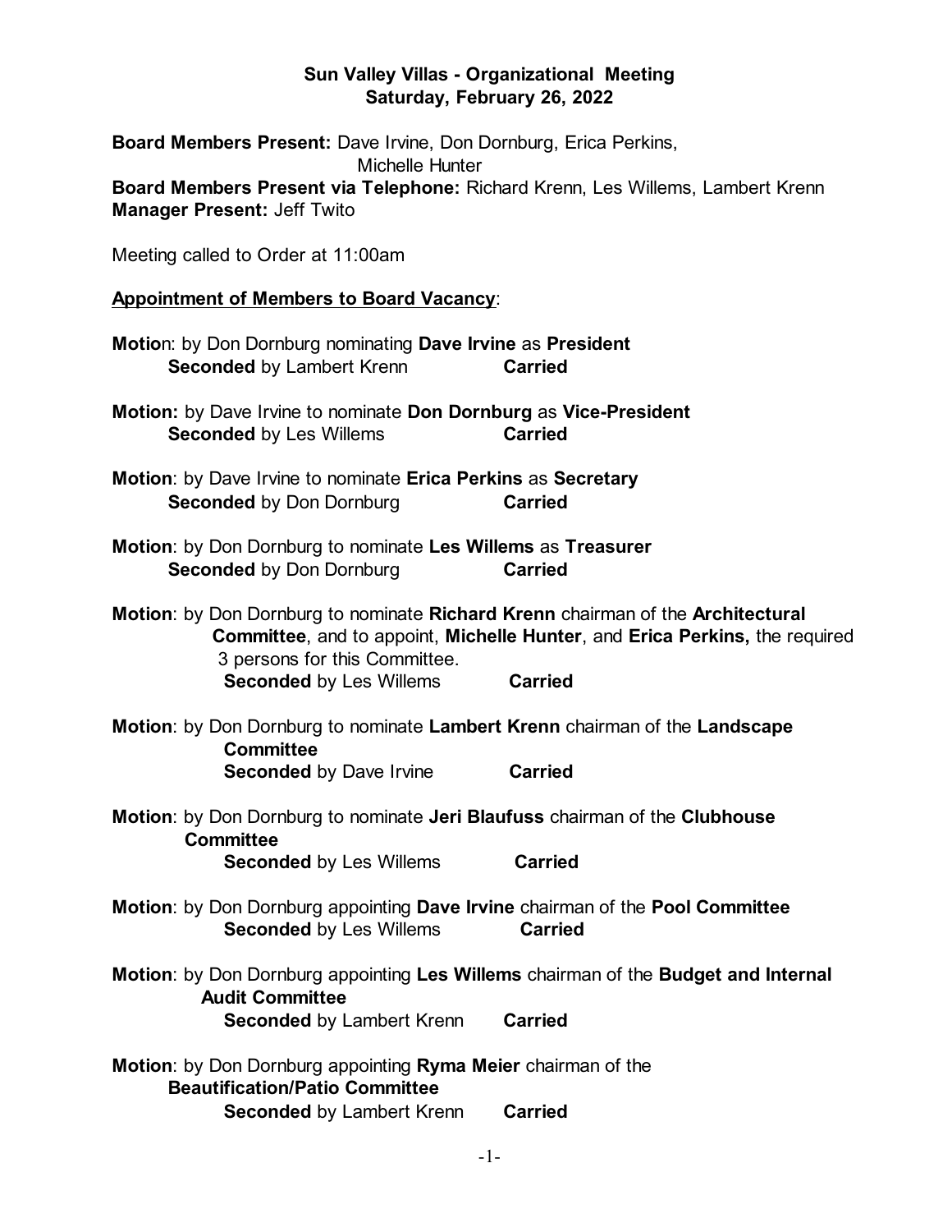**Sun Valley Villas - Organizational Meeting**
**Saturday, February 26, 2022**

**Board Members Present:** Dave Irvine, Don Dornburg, Erica Perkins, Michelle Hunter
**Board Members Present via Telephone:** Richard Krenn, Les Willems, Lambert Krenn
**Manager Present:** Jeff Twito

Meeting called to Order at 11:00am

**Appointment of Members to Board Vacancy**:

**Motio**n: by Don Dornburg nominating **Dave Irvine** as **President**
**Seconded** by Lambert Krenn **Carried**

**Motion:** by Dave Irvine to nominate **Don Dornburg** as **Vice-President**
**Seconded** by Les Willems **Carried**

**Motion**: by Dave Irvine to nominate **Erica Perkins** as **Secretary**
**Seconded** by Don Dornburg **Carried**

**Motion**: by Don Dornburg to nominate **Les Willems** as **Treasurer**
**Seconded** by Don Dornburg **Carried**

**Motion**: by Don Dornburg to nominate **Richard Krenn** chairman of the **Architectural Committee**, and to appoint, **Michelle Hunter**, and **Erica Perkins,** the required 3 persons for this Committee.
**Seconded** by Les Willems **Carried**

**Motion**: by Don Dornburg to nominate **Lambert Krenn** chairman of the **Landscape Committee**
**Seconded** by Dave Irvine **Carried**

**Motion**: by Don Dornburg to nominate **Jeri Blaufuss** chairman of the **Clubhouse Committee**
**Seconded** by Les Willems **Carried**

**Motion**: by Don Dornburg appointing **Dave Irvine** chairman of the **Pool Committee**
**Seconded** by Les Willems **Carried**

**Motion**: by Don Dornburg appointing **Les Willems** chairman of the **Budget and Internal Audit Committee**
**Seconded** by Lambert Krenn **Carried**

**Motion**: by Don Dornburg appointing **Ryma Meier** chairman of the **Beautification/Patio Committee**
**Seconded** by Lambert Krenn **Carried**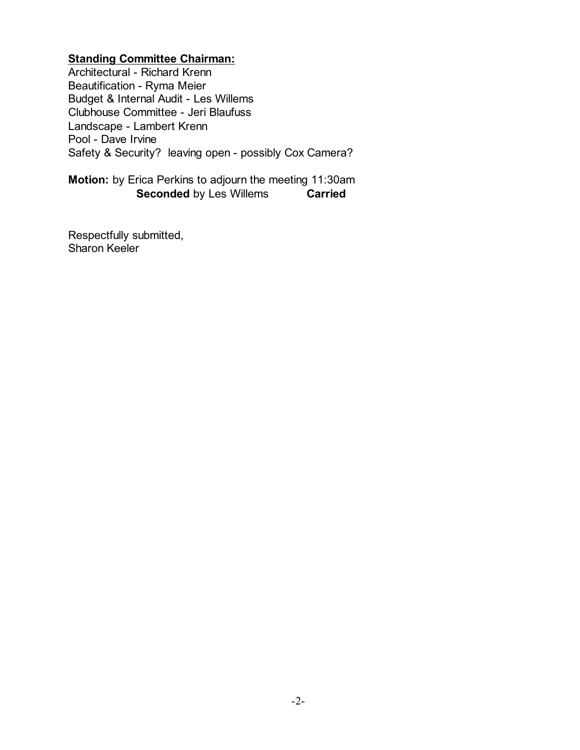**Standing Committee Chairman:**

Architectural - Richard Krenn
Beautification - Ryma Meier
Budget & Internal Audit - Les Willems
Clubhouse Committee - Jeri Blaufuss
Landscape - Lambert Krenn
Pool - Dave Irvine
Safety & Security? leaving open - possibly Cox Camera?

**Motion:** by Erica Perkins to adjourn the meeting 11:30am
**Seconded** by Les Willems **Carried**

Respectfully submitted,
Sharon Keeler